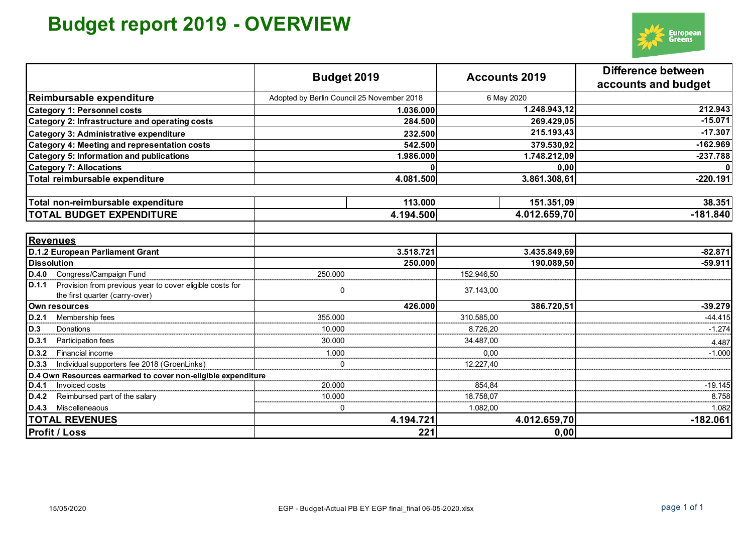# Budget report 2019 - OVERVIEW

| | Budget 2019 | | Accounts 2019 | | Difference between accounts and budget |
|---|---|---|---|---|---|
| **Reimbursable expenditure** | Adopted by Berlin Council 25 November 2018 | | 6 May 2020 | | |
| **Category 1: Personnel costs** | | **1.036.000** | | **1.248.943,12** | **212.943** |
| **Category 2: Infrastructure and operating costs** | | **284.500** | | **269.429,05** | **-15.071** |
| **Category 3: Administrative expenditure** | | **232.500** | | **215.193,43** | **-17.307** |
| **Category 4: Meeting and representation costs** | | **542.500** | | **379.530,92** | **-162.969** |
| **Category 5: Information and publications** | | **1.986.000** | | **1.748.212,09** | **-237.788** |
| **Category 7: Allocations** | | **0** | | **0,00** | **0** |
| **Total reimbursable expenditure** | | **4.081.500** | | **3.861.308,61** | **-220.191** |
| | | | | | |
| **Total non-reimbursable expenditure** | | **113.000** | | **151.351,09** | **38.351** |
| **TOTAL BUDGET EXPENDITURE** | | **4.194.500** | | **4.012.659,70** | **-181.840** |
| | | | | | |
| **Revenues** | | | | | |
| **D.1.2 European Parliament Grant** | | **3.518.721** | | **3.435.849,69** | **-82.871** |
| **Dissolution** | | **250.000** | | **190.089,50** | **-59.911** |
| **D.4.0** Congress/Campaign Fund | 250.000 | | 152.946,50 | | |
| **D.1.1** Provision from previous year to cover eligible costs for the first quarter (carry-over) | 0 | | 37.143,00 | | |
| **Own resources** | | **426.000** | | **386.720,51** | **-39.279** |
| **D.2.1** Membership fees | 355.000 | | 310.585,00 | | -44.415 |
| **D.3** Donations | 10.000 | | 8.726,20 | | -1.274 |
| **D.3.1** Participation fees | 30.000 | | 34.487,00 | | 4.487 |
| **D.3.2** Financial income | 1.000 | | 0,00 | | -1.000 |
| **D.3.3** Individual supporters fee 2018 (GroenLinks) | 0 | | 12.227,40 | | |
| **D.4 Own Resources earmarked to cover non-eligible expenditure** | | | | | |
| **D.4.1** Invoiced costs | 20.000 | | 854,84 | | -19.145 |
| **D.4.2** Reimbursed part of the salary | 10.000 | | 18.758,07 | | 8.758 |
| **D.4.3** Miscelleneaous | 0 | | 1.082,00 | | 1.082 |
| **TOTAL REVENUES** | | **4.194.721** | | **4.012.659,70** | **-182.061** |
| **Profit / Loss** | | **221** | | **0,00** | |

15/05/2020 EGP - Budget-Actual PB EY EGP final_final 06-05-2020.xlsx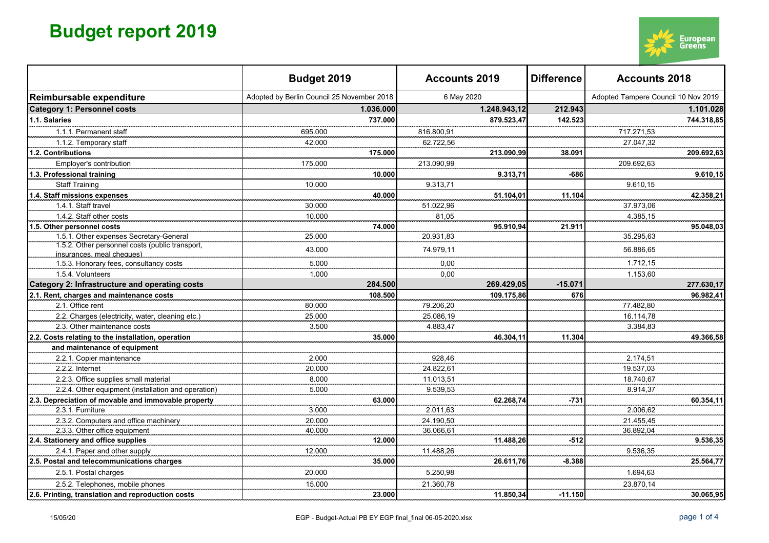# Budget report 2019

| | Budget 2019 | Accounts 2019 | Difference | Accounts 2018 |
|---|---|---|---|---|
| **Reimbursable expenditure** | Adopted by Berlin Council 25 November 2018 | 6 May 2020 | | Adopted Tampere Council 10 Nov 2019 |
| **Category 1: Personnel costs** | **1.036.000** | **1.248.943,12** | **212.943** | **1.101.028** |
| **1.1. Salaries** | **737.000** | **879.523,47** | **142.523** | **744.318,85** |
| 1.1.1. Permanent staff | 695.000 | 816.800,91 | | 717.271,53 |
| 1.1.2. Temporary staff | 42.000 | 62.722,56 | | 27.047,32 |
| **1.2. Contributions** | **175.000** | **213.090,99** | **38.091** | **209.692,63** |
| Employer's contribution | 175.000 | 213.090,99 | | 209.692,63 |
| **1.3. Professional training** | **10.000** | **9.313,71** | **-686** | **9.610,15** |
| Staff Training | 10.000 | 9.313,71 | | 9.610,15 |
| **1.4. Staff missions expenses** | **40.000** | **51.104,01** | **11.104** | **42.358,21** |
| 1.4.1. Staff travel | 30.000 | 51.022,96 | | 37.973,06 |
| 1.4.2. Staff other costs | 10.000 | 81,05 | | 4.385,15 |
| **1.5. Other personnel costs** | **74.000** | **95.910,94** | **21.911** | **95.048,03** |
| 1.5.1. Other expenses Secretary-General | 25.000 | 20.931,83 | | 35.295,63 |
| 1.5.2. Other personnel costs (public transport, insurances, meal cheques) | 43.000 | 74.979,11 | | 56.886,65 |
| 1.5.3. Honorary fees, consultancy costs | 5.000 | 0,00 | | 1.712,15 |
| 1.5.4. Volunteers | 1.000 | 0,00 | | 1.153,60 |
| **Category 2: Infrastructure and operating costs** | **284.500** | **269.429,05** | **-15.071** | **277.630,17** |
| **2.1. Rent, charges and maintenance costs** | **108.500** | **109.175,86** | **676** | **96.982,41** |
| 2.1. Office rent | 80.000 | 79.206,20 | | 77.482,80 |
| 2.2. Charges (electricity, water, cleaning etc.) | 25.000 | 25.086,19 | | 16.114,78 |
| 2.3. Other maintenance costs | 3.500 | 4.883,47 | | 3.384,83 |
| **2.2. Costs relating to the installation, operation and maintenance of equipment** | **35.000** | **46.304,11** | **11.304** | **49.366,58** |
| 2.2.1. Copier maintenance | 2.000 | 928,46 | | 2.174,51 |
| 2.2.2. Internet | 20.000 | 24.822,61 | | 19.537,03 |
| 2.2.3. Office supplies small material | 8.000 | 11.013,51 | | 18.740,67 |
| 2.2.4. Other equipment (installation and operation) | 5.000 | 9.539,53 | | 8.914,37 |
| **2.3. Depreciation of movable and immovable property** | **63.000** | **62.268,74** | **-731** | **60.354,11** |
| 2.3.1. Furniture | 3.000 | 2.011,63 | | 2.006,62 |
| 2.3.2. Computers and office machinery | 20.000 | 24.190,50 | | 21.455,45 |
| 2.3.3. Other office equipment | 40.000 | 36.066,61 | | 36.892,04 |
| **2.4. Stationery and office supplies** | **12.000** | **11.488,26** | **-512** | **9.536,35** |
| 2.4.1. Paper and other supply | 12.000 | 11.488,26 | | 9.536,35 |
| **2.5. Postal and telecommunications charges** | **35.000** | **26.611,76** | **-8.388** | **25.564,77** |
| 2.5.1. Postal charges | 20.000 | 5.250,98 | | 1.694,63 |
| 2.5.2. Telephones, mobile phones | 15.000 | 21.360,78 | | 23.870,14 |
| **2.6. Printing, translation and reproduction costs** | **23.000** | **11.850,34** | **-11.150** | **30.065,95** |

15/05/20 EGP - Budget-Actual PB EY EGP final_final 06-05-2020.xlsx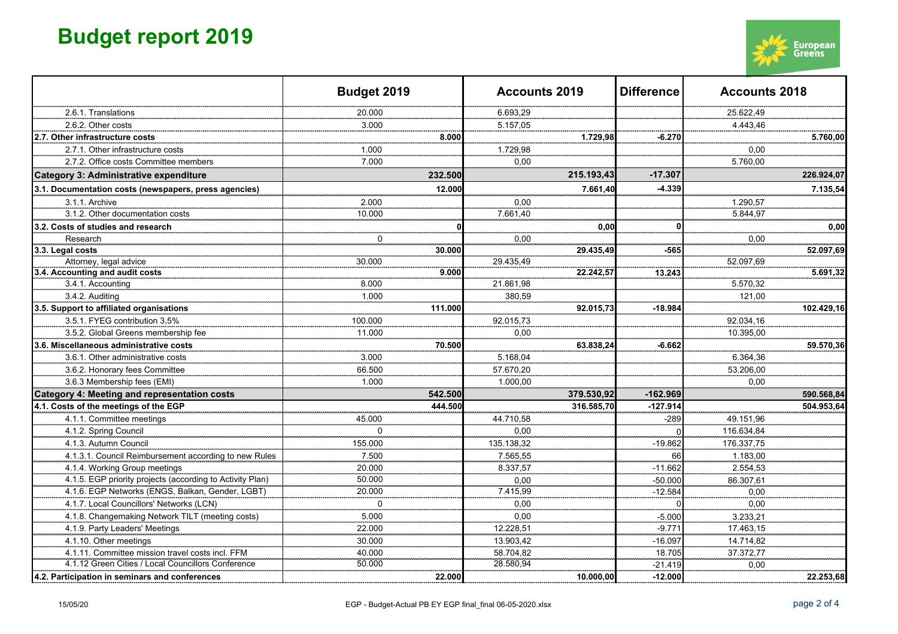# Budget report 2019

| | Budget 2019 | | Accounts 2019 | | Difference | Accounts 2018 | |
|---|---|---|---|---|---|---|---|
| 2.6.1. Translations | 20.000 | | 6.693,29 | | | 25.622,49 | |
| 2.6.2. Other costs | 3.000 | | 5.157,05 | | | 4.443,46 | |
| **2.7. Other infrastructure costs** | | **8.000** | | **1.729,98** | **-6.270** | | **5.760,00** |
| 2.7.1. Other infrastructure costs | 1.000 | | 1.729,98 | | | 0,00 | |
| 2.7.2. Office costs Committee members | 7.000 | | 0,00 | | | 5.760,00 | |
| **Category 3: Administrative expenditure** | | **232.500** | | **215.193,43** | **-17.307** | | **226.924,07** |
| **3.1. Documentation costs (newspapers, press agencies)** | | **12.000** | | **7.661,40** | **-4.339** | | **7.135,54** |
| 3.1.1. Archive | 2.000 | | 0,00 | | | 1.290,57 | |
| 3.1.2. Other documentation costs | 10.000 | | 7.661,40 | | | 5.844,97 | |
| **3.2. Costs of studies and research** | | **0** | | **0,00** | **0** | | **0,00** |
| Research | 0 | | 0,00 | | | 0,00 | |
| **3.3. Legal costs** | | **30.000** | | **29.435,49** | **-565** | | **52.097,69** |
| Attorney, legal advice | 30.000 | | 29.435,49 | | | 52.097,69 | |
| **3.4. Accounting and audit costs** | | **9.000** | | **22.242,57** | **13.243** | | **5.691,32** |
| 3.4.1. Accounting | 8.000 | | 21.861,98 | | | 5.570,32 | |
| 3.4.2. Auditing | 1.000 | | 380,59 | | | 121,00 | |
| **3.5. Support to affiliated organisations** | | **111.000** | | **92.015,73** | **-18.984** | | **102.429,16** |
| 3.5.1. FYEG contribution 3,5% | 100.000 | | 92.015,73 | | | 92.034,16 | |
| 3.5.2. Global Greens membership fee | 11.000 | | 0,00 | | | 10.395,00 | |
| **3.6. Miscellaneous administrative costs** | | **70.500** | | **63.838,24** | **-6.662** | | **59.570,36** |
| 3.6.1. Other administrative costs | 3.000 | | 5.168,04 | | | 6.364,36 | |
| 3.6.2. Honorary fees Committee | 66.500 | | 57.670,20 | | | 53.206,00 | |
| 3.6.3 Membership fees (EMI) | 1.000 | | 1.000,00 | | | 0,00 | |
| **Category 4: Meeting and representation costs** | | **542.500** | | **379.530,92** | **-162.969** | | **590.568,84** |
| **4.1. Costs of the meetings of the EGP** | | **444.500** | | **316.585,70** | **-127.914** | | **504.953,64** |
| 4.1.1. Committee meetings | 45.000 | | 44.710,58 | | -289 | 49.151,96 | |
| 4.1.2. Spring Council | 0 | | 0,00 | | 0 | 116.634,84 | |
| 4.1.3. Autumn Council | 155.000 | | 135.138,32 | | -19.862 | 176.337,75 | |
| 4.1.3.1. Council Reimbursement according to new Rules | 7.500 | | 7.565,55 | | 66 | 1.183,00 | |
| 4.1.4. Working Group meetings | 20.000 | | 8.337,57 | | -11.662 | 2.554,53 | |
| 4.1.5. EGP priority projects (according to Activity Plan) | 50.000 | | 0,00 | | -50.000 | 86.307,61 | |
| 4.1.6. EGP Networks (ENGS, Balkan, Gender, LGBT) | 20.000 | | 7.415,99 | | -12.584 | 0,00 | |
| 4.1.7. Local Councillors' Networks (LCN) | 0 | | 0,00 | | 0 | 0,00 | |
| 4.1.8. Changemaking Network TILT (meeting costs) | 5.000 | | 0,00 | | -5.000 | 3.233,21 | |
| 4.1.9. Party Leaders' Meetings | 22.000 | | 12.228,51 | | -9.771 | 17.463,15 | |
| 4.1.10. Other meetings | 30.000 | | 13.903,42 | | -16.097 | 14.714,82 | |
| 4.1.11. Committee mission travel costs incl. FFM | 40.000 | | 58.704,82 | | 18.705 | 37.372,77 | |
| 4.1.12 Green Cities / Local Councillors Conference | 50.000 | | 28.580,94 | | -21.419 | 0,00 | |
| **4.2. Participation in seminars and conferences** | | **22.000** | | **10.000,00** | **-12.000** | | **22.253,68** |

15/05/20 EGP - Budget-Actual PB EY EGP final_final 06-05-2020.xlsx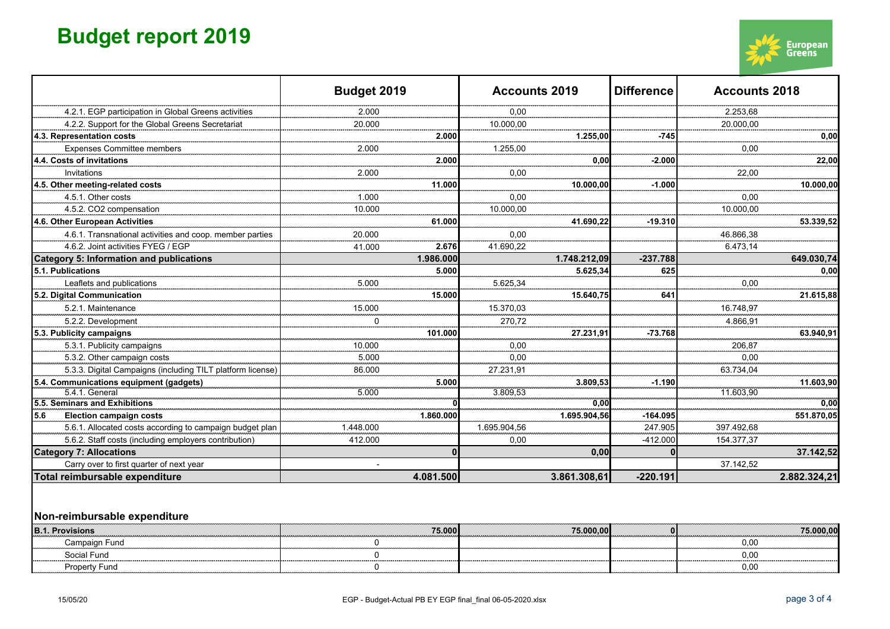# Budget report 2019

| | Budget 2019 | | Accounts 2019 | | Difference | Accounts 2018 | |
|---|---|---|---|---|---|---|---|
| 4.2.1. EGP participation in Global Greens activities | 2.000 | | 0,00 | | | 2.253,68 | |
| 4.2.2. Support for the Global Greens Secretariat | 20.000 | | 10.000,00 | | | 20.000,00 | |
| **4.3. Representation costs** | | **2.000** | | **1.255,00** | **-745** | | **0,00** |
| Expenses Committee members | 2.000 | | 1.255,00 | | | 0,00 | |
| **4.4. Costs of invitations** | | **2.000** | | **0,00** | **-2.000** | | **22,00** |
| Invitations | 2.000 | | 0,00 | | | 22,00 | |
| **4.5. Other meeting-related costs** | | **11.000** | | **10.000,00** | **-1.000** | | **10.000,00** |
| 4.5.1. Other costs | 1.000 | | 0,00 | | | 0,00 | |
| 4.5.2. CO2 compensation | 10.000 | | 10.000,00 | | | 10.000,00 | |
| **4.6. Other European Activities** | | **61.000** | | **41.690,22** | **-19.310** | | **53.339,52** |
| 4.6.1. Transnational activities and coop. member parties | 20.000 | | 0,00 | | | 46.866,38 | |
| 4.6.2. Joint activities FYEG / EGP | 41.000 | **2.676** | 41.690,22 | | | 6.473,14 | |
| **Category 5: Information and publications** | | **1.986.000** | | **1.748.212,09** | **-237.788** | | **649.030,74** |
| **5.1. Publications** | | **5.000** | | **5.625,34** | **625** | | **0,00** |
| Leaflets and publications | 5.000 | | 5.625,34 | | | 0,00 | |
| **5.2. Digital Communication** | | **15.000** | | **15.640,75** | **641** | | **21.615,88** |
| 5.2.1. Maintenance | 15.000 | | 15.370,03 | | | 16.748,97 | |
| 5.2.2. Development | 0 | | 270,72 | | | 4.866,91 | |
| **5.3. Publicity campaigns** | | **101.000** | | **27.231,91** | **-73.768** | | **63.940,91** |
| 5.3.1. Publicity campaigns | 10.000 | | 0,00 | | | 206,87 | |
| 5.3.2. Other campaign costs | 5.000 | | 0,00 | | | 0,00 | |
| 5.3.3. Digital Campaigns (including TILT platform license) | 86.000 | | 27.231,91 | | | 63.734,04 | |
| **5.4. Communications equipment (gadgets)** | | **5.000** | | **3.809,53** | **-1.190** | | **11.603,90** |
| 5.4.1. General | 5.000 | | 3.809,53 | | | 11.603,90 | |
| **5.5. Seminars and Exhibitions** | | **0** | | **0,00** | | | **0,00** |
| **5.6 Election campaign costs** | | **1.860.000** | | **1.695.904,56** | **-164.095** | | **551.870,05** |
| 5.6.1. Allocated costs according to campaign budget plan | 1.448.000 | | 1.695.904,56 | | 247.905 | 397.492,68 | |
| 5.6.2. Staff costs (including employers contribution) | 412.000 | | 0,00 | | -412.000 | 154.377,37 | |
| **Category 7: Allocations** | | **0** | | **0,00** | **0** | | **37.142,52** |
| Carry over to first quarter of next year | - | | | | | 37.142,52 | |
| **Total reimbursable expenditure** | | **4.081.500** | | **3.861.308,61** | **-220.191** | | **2.882.324,21** |

## Non-reimbursable expenditure

| | Budget 2019 | | Accounts 2019 | | Difference | Accounts 2018 | |
|---|---|---|---|---|---|---|---|
| **B.1. Provisions** | | **75.000** | | **75.000,00** | **0** | | **75.000,00** |
| Campaign Fund | 0 | | | | | 0,00 | |
| Social Fund | 0 | | | | | 0,00 | |
| Property Fund | 0 | | | | | 0,00 | |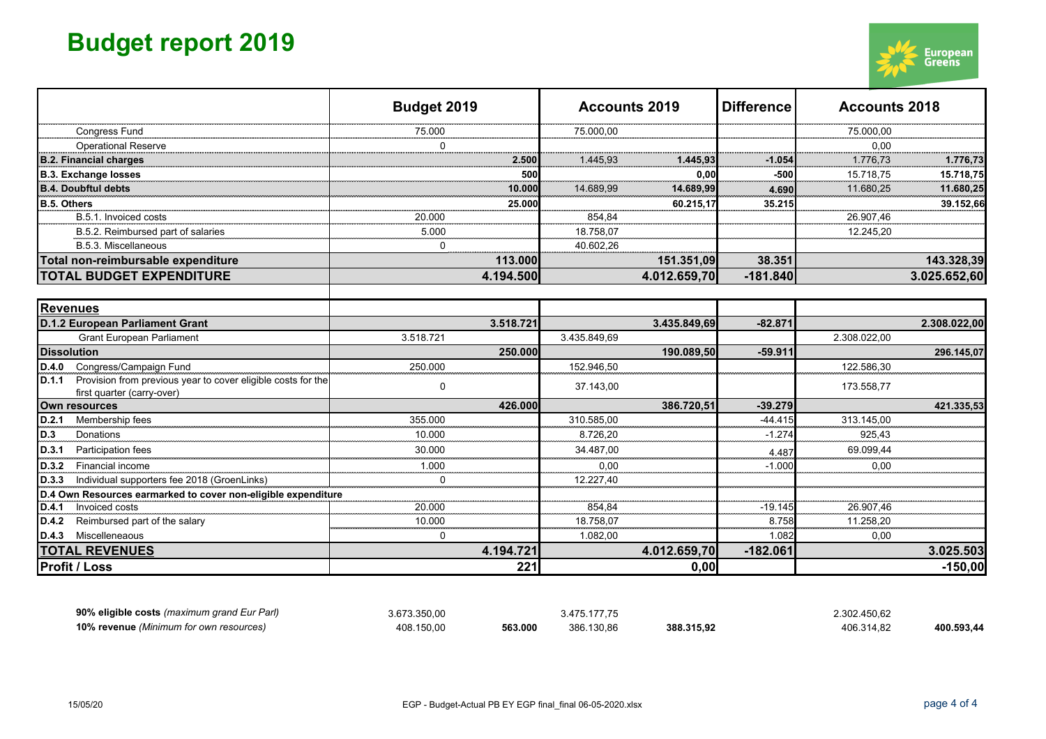# Budget report 2019

| | Budget 2019 | | Accounts 2019 | | Difference | Accounts 2018 | |
|---|---|---|---|---|---|---|---|
| Congress Fund | 75.000 | | 75.000,00 | | | 75.000,00 | |
| Operational Reserve | 0 | | | | | 0,00 | |
| **B.2. Financial charges** | | **2.500** | 1.445,93 | **1.445,93** | **-1.054** | 1.776,73 | **1.776,73** |
| **B.3. Exchange losses** | | **500** | | **0,00** | **-500** | 15.718,75 | **15.718,75** |
| **B.4. Doubftul debts** | | **10.000** | 14.689,99 | **14.689,99** | **4.690** | 11.680,25 | **11.680,25** |
| **B.5. Others** | | **25.000** | | **60.215,17** | **35.215** | | **39.152,66** |
| B.5.1. Invoiced costs | 20.000 | | 854,84 | | | 26.907,46 | |
| B.5.2. Reimbursed part of salaries | 5.000 | | 18.758,07 | | | 12.245,20 | |
| B.5.3. Miscellaneous | 0 | | 40.602,26 | | | | |
| **Total non-reimbursable expenditure** | | **113.000** | | **151.351,09** | **38.351** | | **143.328,39** |
| **TOTAL BUDGET EXPENDITURE** | | **4.194.500** | | **4.012.659,70** | **-181.840** | | **3.025.652,60** |
| | | | | | | | |
| **Revenues** | | | | | | | |
| **D.1.2 European Parliament Grant** | | **3.518.721** | | **3.435.849,69** | **-82.871** | | **2.308.022,00** |
| Grant European Parliament | 3.518.721 | | 3.435.849,69 | | | 2.308.022,00 | |
| **Dissolution** | | **250.000** | | **190.089,50** | **-59.911** | | **296.145,07** |
| **D.4.0** Congress/Campaign Fund | 250.000 | | 152.946,50 | | | 122.586,30 | |
| **D.1.1** Provision from previous year to cover eligible costs for the first quarter (carry-over) | 0 | | 37.143,00 | | | 173.558,77 | |
| **Own resources** | | **426.000** | | **386.720,51** | **-39.279** | | **421.335,53** |
| **D.2.1** Membership fees | 355.000 | | 310.585,00 | | -44.415 | 313.145,00 | |
| **D.3** Donations | 10.000 | | 8.726,20 | | -1.274 | 925,43 | |
| **D.3.1** Participation fees | 30.000 | | 34.487,00 | | 4.487 | 69.099,44 | |
| **D.3.2** Financial income | 1.000 | | 0,00 | | -1.000 | 0,00 | |
| **D.3.3** Individual supporters fee 2018 (GroenLinks) | 0 | | 12.227,40 | | | | |
| **D.4 Own Resources earmarked to cover non-eligible expenditure** | | | | | | | |
| **D.4.1** Invoiced costs | 20.000 | | 854,84 | | -19.145 | 26.907,46 | |
| **D.4.2** Reimbursed part of the salary | 10.000 | | 18.758,07 | | 8.758 | 11.258,20 | |
| **D.4.3** Misclleneaous | 0 | | 1.082,00 | | 1.082 | 0,00 | |
| **TOTAL REVENUES** | | **4.194.721** | | **4.012.659,70** | **-182.061** | | **3.025.503** |
| **Profit / Loss** | | **221** | | **0,00** | | | **-150,00** |

| | | | | | | | |
|---|---|---|---|---|---|---|---|
| **90% eligible costs** *(maximum grand Eur Parl)* | 3.673.350,00 | | 3.475.177,75 | | | 2.302.450,62 | |
| **10% revenue** *(Minimum for own resources)* | 408.150,00 | **563.000** | 386.130,86 | **388.315,92** | | 406.314,82 | **400.593,44** |

15/05/20 EGP - Budget-Actual PB EY EGP final_final 06-05-2020.xlsx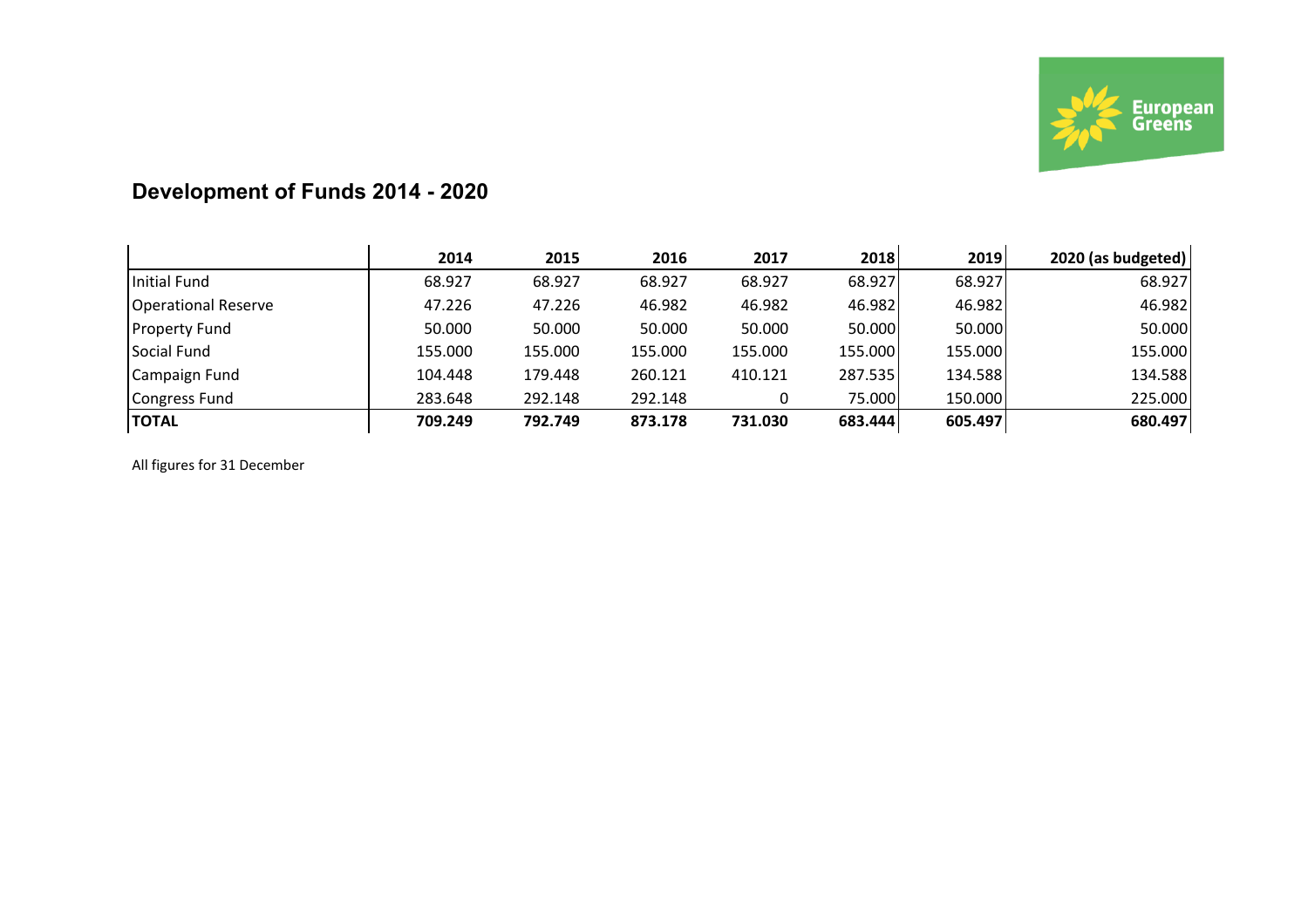## Development of Funds 2014 - 2020

| | 2014 | 2015 | 2016 | 2017 | 2018 | 2019 | 2020 (as budgeted) |
|---|---|---|---|---|---|---|---|
| Initial Fund | 68.927 | 68.927 | 68.927 | 68.927 | 68.927 | 68.927 | 68.927 |
| Operational Reserve | 47.226 | 47.226 | 46.982 | 46.982 | 46.982 | 46.982 | 46.982 |
| Property Fund | 50.000 | 50.000 | 50.000 | 50.000 | 50.000 | 50.000 | 50.000 |
| Social Fund | 155.000 | 155.000 | 155.000 | 155.000 | 155.000 | 155.000 | 155.000 |
| Campaign Fund | 104.448 | 179.448 | 260.121 | 410.121 | 287.535 | 134.588 | 134.588 |
| Congress Fund | 283.648 | 292.148 | 292.148 | 0 | 75.000 | 150.000 | 225.000 |
| **TOTAL** | **709.249** | **792.749** | **873.178** | **731.030** | **683.444** | **605.497** | **680.497** |

All figures for 31 December